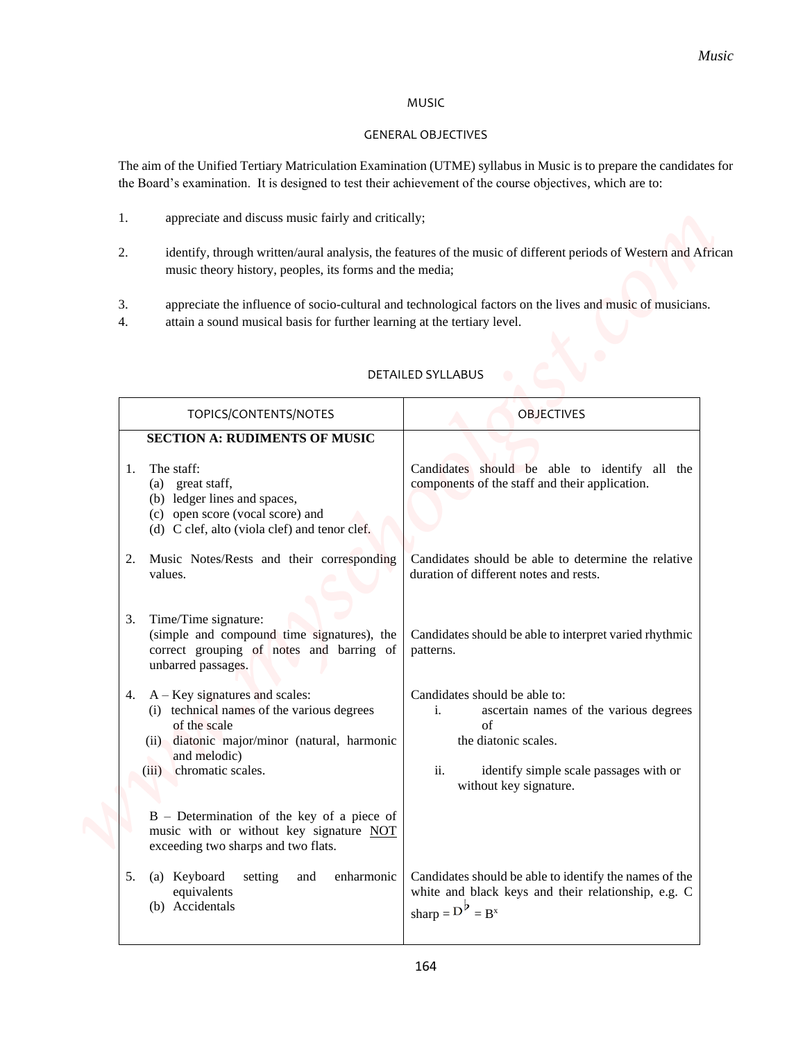# MUSIC

## GENERAL OBJECTIVES

The aim of the Unified Tertiary Matriculation Examination (UTME) syllabus in Music is to prepare the candidates for the Board's examination. It is designed to test their achievement of the course objectives, which are to:

1. appreciate and discuss music fairly and critically;
2. identify, through written/aural analysis, the features of the music of different periods of Western and African music theory history, peoples, its forms and the media;
3. appreciate the influence of socio-cultural and technological factors on the lives and music of musicians.
4. attain a sound musical basis for further learning at the tertiary level.

## DETAILED SYLLABUS

| TOPICS/CONTENTS/NOTES | OBJECTIVES |
|---|---|
| **SECTION A: RUDIMENTS OF MUSIC** | |
| 1. The staff:<br>(a) great staff,<br>(b) ledger lines and spaces,<br>(c) open score (vocal score) and<br>(d) C clef, alto (viola clef) and tenor clef. | Candidates should be able to identify all the components of the staff and their application. |
| 2. Music Notes/Rests and their corresponding values. | Candidates should be able to determine the relative duration of different notes and rests. |
| 3. Time/Time signature:<br>(simple and compound time signatures), the correct grouping of notes and barring of unbarred passages. | Candidates should be able to interpret varied rhythmic patterns. |
| 4. A – Key signatures and scales:<br>(i) technical names of the various degrees of the scale<br>(ii) diatonic major/minor (natural, harmonic and melodic)<br>(iii) chromatic scales.<br><br>B – Determination of the key of a piece of music with or without key signature NOT exceeding two sharps and two flats. | Candidates should be able to:<br>i. ascertain names of the various degrees of the diatonic scales.<br>ii. identify simple scale passages with or without key signature. |
| 5. (a) Keyboard setting and enharmonic equivalents<br>(b) Accidentals | Candidates should be able to identify the names of the white and black keys and their relationship, e.g. C sharp = D♭ = B$^x$ |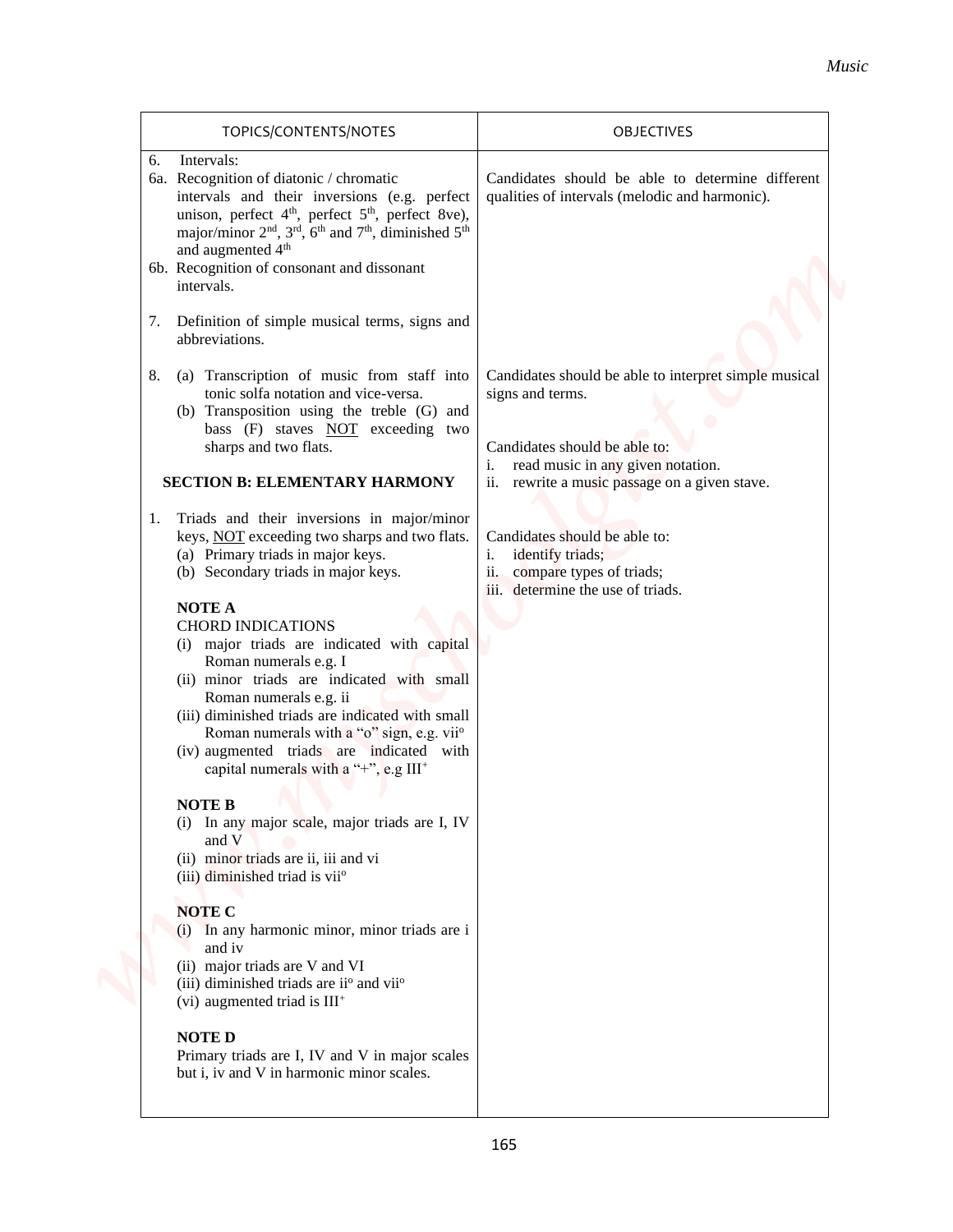| TOPICS/CONTENTS/NOTES | OBJECTIVES |
|---|---|
| 6. Intervals:<br>6a. Recognition of diatonic / chromatic intervals and their inversions (e.g. perfect unison, perfect 4th, perfect 5th, perfect 8ve), major/minor 2nd, 3rd, 6th and 7th, diminished 5th and augmented 4th<br>6b. Recognition of consonant and dissonant intervals. | Candidates should be able to determine different qualities of intervals (melodic and harmonic). |
| 7. Definition of simple musical terms, signs and abbreviations. | Candidates should be able to interpret simple musical signs and terms. |
| 8. (a) Transcription of music from staff into tonic solfa notation and vice-versa.<br>(b) Transposition using the treble (G) and bass (F) staves NOT exceeding two sharps and two flats. | Candidates should be able to:<br>i. read music in any given notation.<br>ii. rewrite a music passage on a given stave. |
| **SECTION B: ELEMENTARY HARMONY** | |
| 1. Triads and their inversions in major/minor keys, NOT exceeding two sharps and two flats.<br>(a) Primary triads in major keys.<br>(b) Secondary triads in major keys.<br><br>**NOTE A**<br>CHORD INDICATIONS<br>(i) major triads are indicated with capital Roman numerals e.g. I<br>(ii) minor triads are indicated with small Roman numerals e.g. ii<br>(iii) diminished triads are indicated with small Roman numerals with a "o" sign, e.g. vii$^{o}$<br>(iv) augmented triads are indicated with capital numerals with a "+", e.g III$^{+}$<br><br>**NOTE B**<br>(i) In any major scale, major triads are I, IV and V<br>(ii) minor triads are ii, iii and vi<br>(iii) diminished triad is vii$^{o}$<br><br>**NOTE C**<br>(i) In any harmonic minor, minor triads are i and iv<br>(ii) major triads are V and VI<br>(iii) diminished triads are ii$^{o}$ and vii$^{o}$<br>(vi) augmented triad is III$^{+}$<br><br>**NOTE D**<br>Primary triads are I, IV and V in major scales but i, iv and V in harmonic minor scales. | Candidates should be able to:<br>i. identify triads;<br>ii. compare types of triads;<br>iii. determine the use of triads. |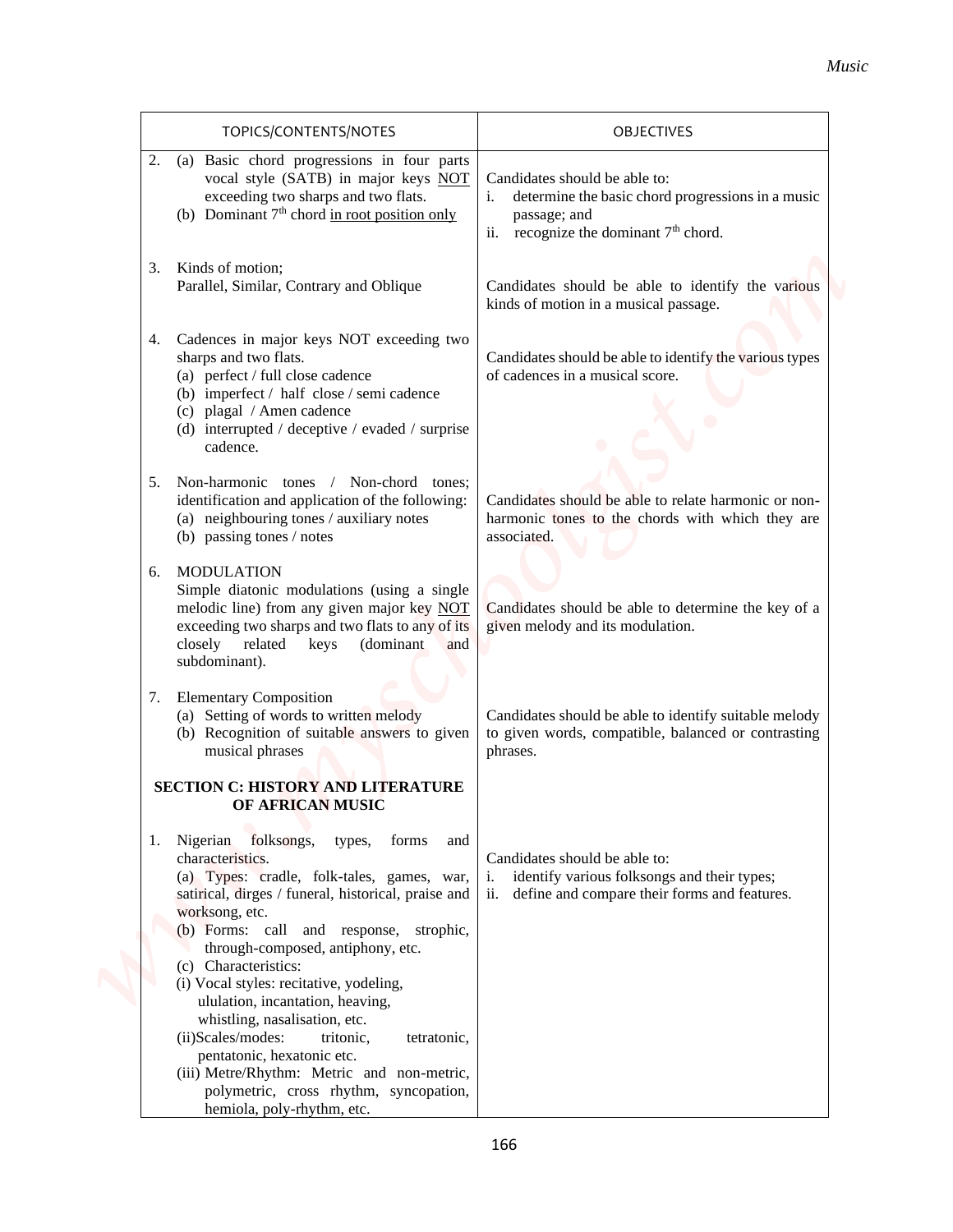| TOPICS/CONTENTS/NOTES | OBJECTIVES |
| --- | --- |
| 2. (a) Basic chord progressions in four parts vocal style (SATB) in major keys <u>NOT</u> exceeding two sharps and two flats.<br>(b) Dominant 7th chord <u>in root position only</u> | Candidates should be able to:<br>i. determine the basic chord progressions in a music passage; and<br>ii. recognize the dominant 7th chord. |
| 3. Kinds of motion;<br>Parallel, Similar, Contrary and Oblique | Candidates should be able to identify the various kinds of motion in a musical passage. |
| 4. Cadences in major keys NOT exceeding two sharps and two flats.<br>(a) perfect / full close cadence<br>(b) imperfect / half close / semi cadence<br>(c) plagal / Amen cadence<br>(d) interrupted / deceptive / evaded / surprise cadence. | Candidates should be able to identify the various types of cadences in a musical score. |
| 5. Non-harmonic tones / Non-chord tones; identification and application of the following:<br>(a) neighbouring tones / auxiliary notes<br>(b) passing tones / notes | Candidates should be able to relate harmonic or non-harmonic tones to the chords with which they are associated. |
| 6. MODULATION<br>Simple diatonic modulations (using a single melodic line) from any given major key <u>NOT</u> exceeding two sharps and two flats to any of its closely related keys (dominant and subdominant). | Candidates should be able to determine the key of a given melody and its modulation. |
| 7. Elementary Composition<br>(a) Setting of words to written melody<br>(b) Recognition of suitable answers to given musical phrases | Candidates should be able to identify suitable melody to given words, compatible, balanced or contrasting phrases. |
| **SECTION C: HISTORY AND LITERATURE OF AFRICAN MUSIC** | |
| 1. Nigerian folksongs, types, forms and characteristics.<br>(a) Types: cradle, folk-tales, games, war, satirical, dirges / funeral, historical, praise and worksong, etc.<br>(b) Forms: call and response, strophic, through-composed, antiphony, etc.<br>(c) Characteristics:<br>(i) Vocal styles: recitative, yodeling, ululation, incantation, heaving, whistling, nasalisation, etc.<br>(ii) Scales/modes: tritonic, tetratonic, pentatonic, hexatonic etc.<br>(iii) Metre/Rhythm: Metric and non-metric, polymetric, cross rhythm, syncopation, hemiola, poly-rhythm, etc. | Candidates should be able to:<br>i. identify various folksongs and their types;<br>ii. define and compare their forms and features. |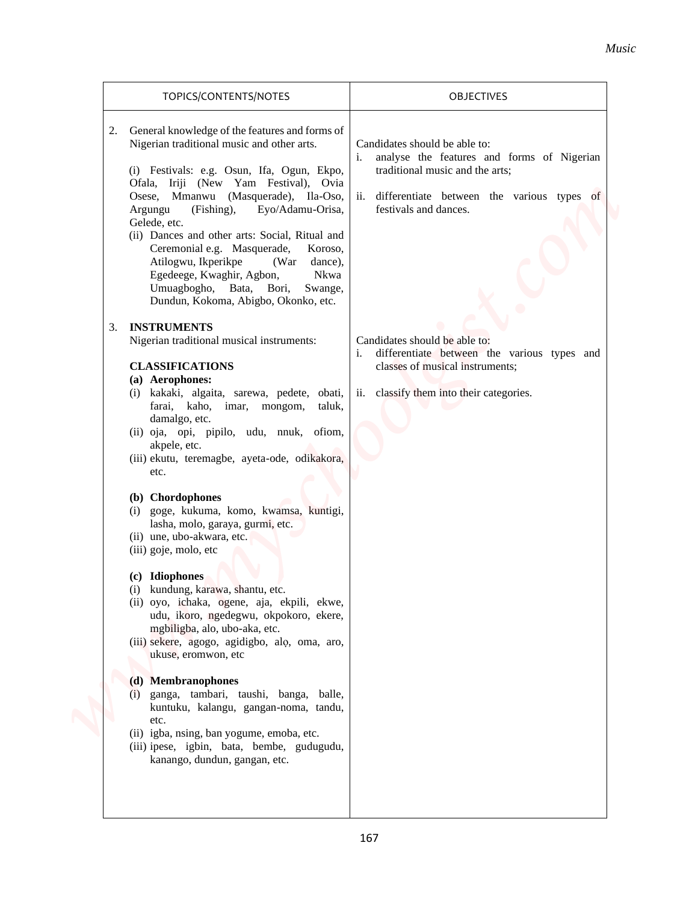| TOPICS/CONTENTS/NOTES | OBJECTIVES |
|---|---|
| 2. General knowledge of the features and forms of Nigerian traditional music and other arts.<br><br>(i) Festivals: e.g. Osun, Ifa, Ogun, Ekpo, Ofala, Iriji (New Yam Festival), Ovia Osese, Mmanwu (Masquerade), Ila-Oso, Argungu (Fishing), Eyo/Adamu-Orisa, Gelede, etc.<br>(ii) Dances and other arts: Social, Ritual and Ceremonial e.g. Masquerade, Koroso, Atilogwu, Ikperikpe (War dance), Egedeege, Kwaghir, Agbon, Nkwa Umuagbogho, Bata, Bori, Swange, Dundun, Kokoma, Abigbo, Okonko, etc. | Candidates should be able to:<br>i. analyse the features and forms of Nigerian traditional music and the arts;<br><br>ii. differentiate between the various types of festivals and dances. |
| 3. **INSTRUMENTS**<br>Nigerian traditional musical instruments:<br><br>**CLASSIFICATIONS**<br>**(a) Aerophones:**<br>(i) kakaki, algaita, sarewa, pedete, obati, farai, kaho, imar, mongom, taluk, damalgo, etc.<br>(ii) oja, opi, pipilo, udu, nnuk, ofiom, akpele, etc.<br>(iii) ekutu, teremagbe, ayeta-ode, odikakora, etc.<br><br>**(b) Chordophones**<br>(i) goge, kukuma, komo, kwamsa, kuntigi, lasha, molo, garaya, gurmi, etc.<br>(ii) une, ubo-akwara, etc.<br>(iii) goje, molo, etc<br><br>**(c) Idiophones**<br>(i) kundung, karawa, shantu, etc.<br>(ii) oyo, ichaka, ogene, aja, ekpili, ekwe, udu, ikoro, ngedegwu, okpokoro, ekere, mgbiligba, alo, ubo-aka, etc.<br>(iii) sekere, agogo, agidigbo, alọ, oma, aro, ukuse, eromwon, etc<br><br>**(d) Membranophones**<br>(i) ganga, tambari, taushi, banga, balle, kuntuku, kalangu, gangan-noma, tandu, etc.<br>(ii) igba, nsing, ban yogume, emoba, etc.<br>(iii) ipese, igbin, bata, bembe, gudugudu, kanango, dundun, gangan, etc. | Candidates should be able to:<br>i. differentiate between the various types and classes of musical instruments;<br><br>ii. classify them into their categories. |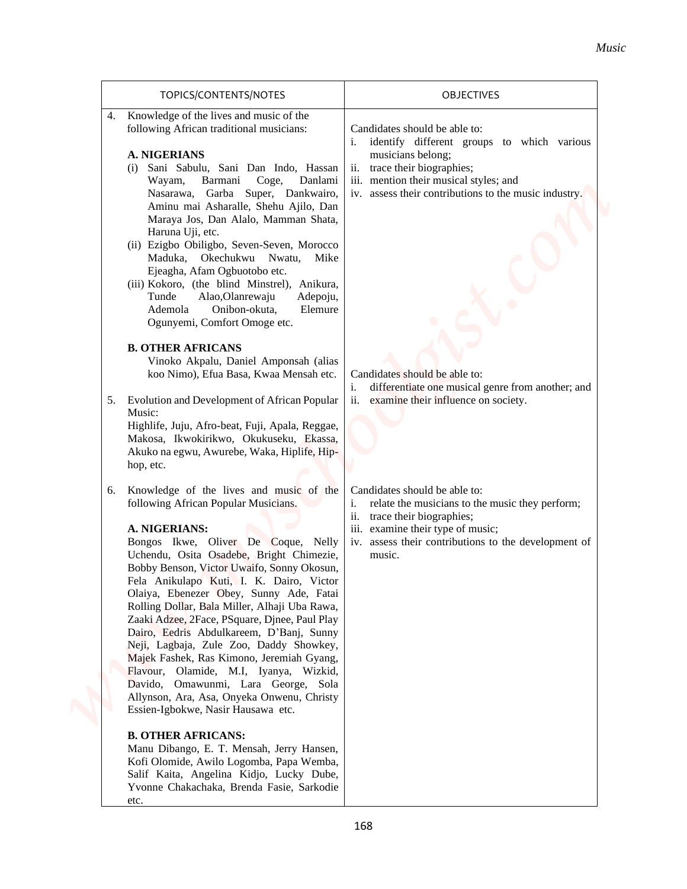| TOPICS/CONTENTS/NOTES | OBJECTIVES |
|---|---|
| 4. Knowledge of the lives and music of the following African traditional musicians:<br><br>**A. NIGERIANS**<br>(i) Sani Sabulu, Sani Dan Indo, Hassan Wayam, Barmani Coge, Danlami Nasarawa, Garba Super, Dankwairo, Aminu mai Asharalle, Shehu Ajilo, Dan Maraya Jos, Dan Alalo, Mamman Shata, Haruna Uji, etc.<br>(ii) Ezigbo Obiligbo, Seven-Seven, Morocco Maduka, Okechukwu Nwatu, Mike Ejeagha, Afam Ogbuotobo etc.<br>(iii) Kokoro, (the blind Minstrel), Anikura, Tunde Alao,Olanrewaju Adepoju, Ademola Onibon-okuta, Elemure Ogunyemi, Comfort Omoge etc.<br><br>**B. OTHER AFRICANS**<br>Vinoko Akpalu, Daniel Amponsah (alias koo Nimo), Efua Basa, Kwaa Mensah etc. | Candidates should be able to:<br>i. identify different groups to which various musicians belong;<br>ii. trace their biographies;<br>iii. mention their musical styles; and<br>iv. assess their contributions to the music industry. |
| 5. Evolution and Development of African Popular Music:<br>Highlife, Juju, Afro-beat, Fuji, Apala, Reggae, Makosa, Ikwokirikwo, Okukuseku, Ekassa, Akuko na egwu, Awurebe, Waka, Hiplife, Hip-hop, etc. | Candidates should be able to:<br>i. differentiate one musical genre from another; and<br>ii. examine their influence on society. |
| 6. Knowledge of the lives and music of the following African Popular Musicians.<br><br>**A. NIGERIANS:**<br>Bongos Ikwe, Oliver De Coque, Nelly Uchendu, Osita Osadebe, Bright Chimezie, Bobby Benson, Victor Uwaifo, Sonny Okosun, Fela Anikulapo Kuti, I. K. Dairo, Victor Olaiya, Ebenezer Obey, Sunny Ade, Fatai Rolling Dollar, Bala Miller, Alhaji Uba Rawa, Zaaki Adzee, 2Face, PSquare, Djnee, Paul Play Dairo, Eedris Abdulkareem, D'Banj, Sunny Neji, Lagbaja, Zule Zoo, Daddy Showkey, Majek Fashek, Ras Kimono, Jeremiah Gyang, Flavour, Olamide, M.I, Iyanya, Wizkid, Davido, Omawunmi, Lara George, Sola Allynson, Ara, Asa, Onyeka Onwenu, Christy Essien-Igbokwe, Nasir Hausawa etc.<br><br>**B. OTHER AFRICANS:**<br>Manu Dibango, E. T. Mensah, Jerry Hansen, Kofi Olomide, Awilo Logomba, Papa Wemba, Salif Kaita, Angelina Kidjo, Lucky Dube, Yvonne Chakachaka, Brenda Fasie, Sarkodie etc. | Candidates should be able to:<br>i. relate the musicians to the music they perform;<br>ii. trace their biographies;<br>iii. examine their type of music;<br>iv. assess their contributions to the development of music. |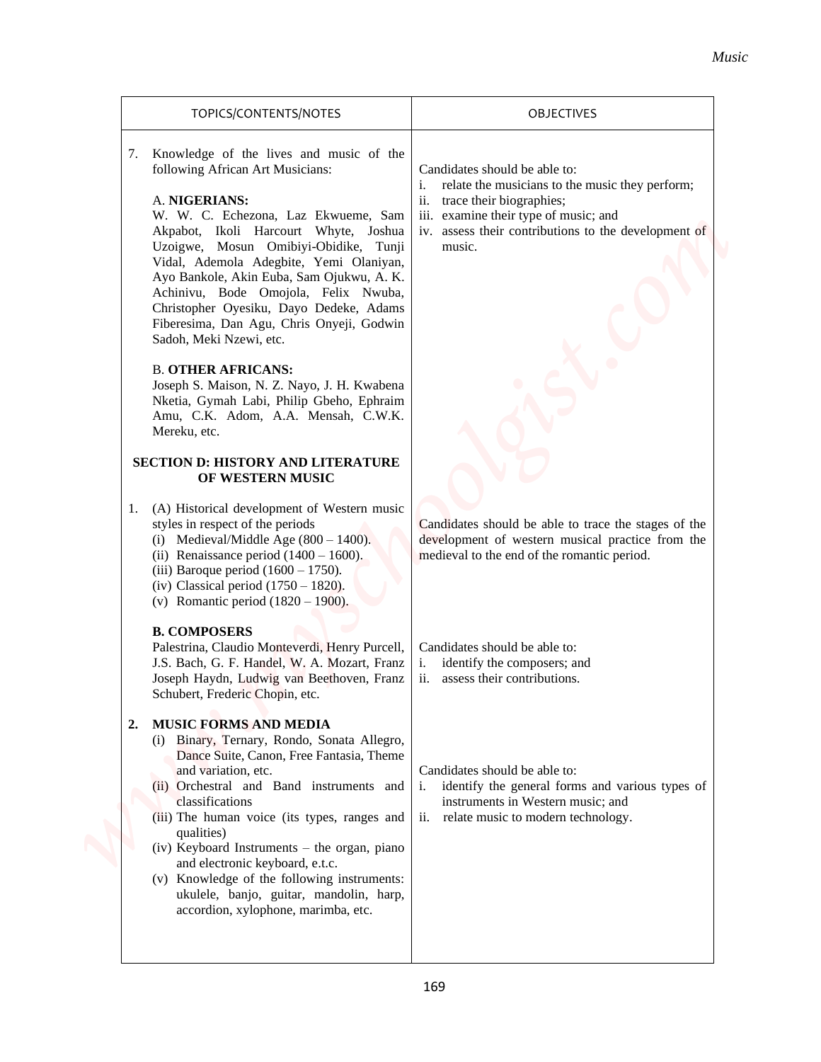| TOPICS/CONTENTS/NOTES | OBJECTIVES |
|---|---|
| 7. Knowledge of the lives and music of the following African Art Musicians:<br><br>A. **NIGERIANS:**<br>W. W. C. Echezona, Laz Ekwueme, Sam Akpabot, Ikoli Harcourt Whyte, Joshua Uzoigwe, Mosun Omibiyi-Obidike, Tunji Vidal, Ademola Adegbite, Yemi Olaniyan, Ayo Bankole, Akin Euba, Sam Ojukwu, A. K. Achinivu, Bode Omojola, Felix Nwuba, Christopher Oyesiku, Dayo Dedeke, Adams Fiberesima, Dan Agu, Chris Onyeji, Godwin Sadoh, Meki Nzewi, etc.<br><br>B. **OTHER AFRICANS:**<br>Joseph S. Maison, N. Z. Nayo, J. H. Kwabena Nketia, Gymah Labi, Philip Gbeho, Ephraim Amu, C.K. Adom, A.A. Mensah, C.W.K. Mereku, etc. | Candidates should be able to:<br>i. relate the musicians to the music they perform;<br>ii. trace their biographies;<br>iii. examine their type of music; and<br>iv. assess their contributions to the development of music. |
| **SECTION D: HISTORY AND LITERATURE OF WESTERN MUSIC** | |
| 1. (A) Historical development of Western music styles in respect of the periods<br>(i) Medieval/Middle Age (800 – 1400).<br>(ii) Renaissance period (1400 – 1600).<br>(iii) Baroque period (1600 – 1750).<br>(iv) Classical period (1750 – 1820).<br>(v) Romantic period (1820 – 1900). | Candidates should be able to trace the stages of the development of western musical practice from the medieval to the end of the romantic period. |
| **B. COMPOSERS**<br>Palestrina, Claudio Monteverdi, Henry Purcell, J.S. Bach, G. F. Handel, W. A. Mozart, Franz Joseph Haydn, Ludwig van Beethoven, Franz Schubert, Frederic Chopin, etc. | Candidates should be able to:<br>i. identify the composers; and<br>ii. assess their contributions. |
| **2. MUSIC FORMS AND MEDIA**<br>(i) Binary, Ternary, Rondo, Sonata Allegro, Dance Suite, Canon, Free Fantasia, Theme and variation, etc.<br>(ii) Orchestral and Band instruments and classifications<br>(iii) The human voice (its types, ranges and qualities)<br>(iv) Keyboard Instruments – the organ, piano and electronic keyboard, e.t.c.<br>(v) Knowledge of the following instruments: ukulele, banjo, guitar, mandolin, harp, accordion, xylophone, marimba, etc. | Candidates should be able to:<br>i. identify the general forms and various types of instruments in Western music; and<br>ii. relate music to modern technology. |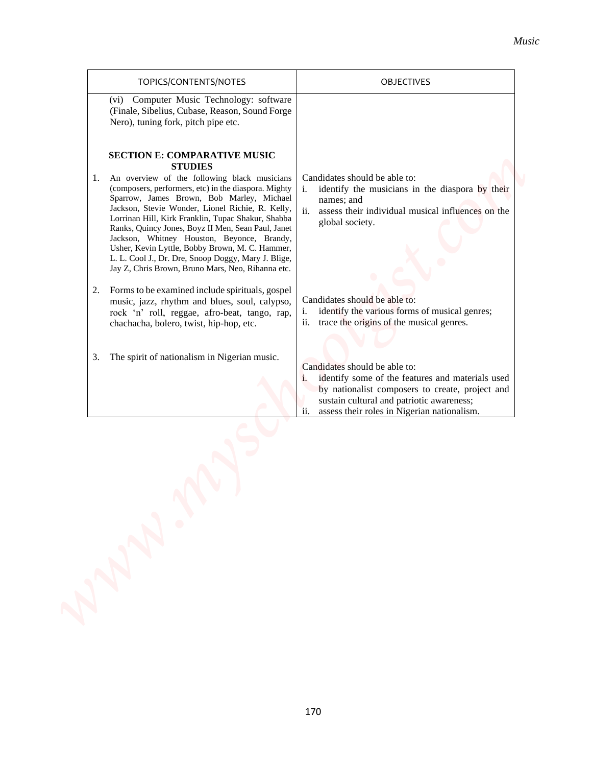| TOPICS/CONTENTS/NOTES | OBJECTIVES |
|---|---|
| (vi) Computer Music Technology: software (Finale, Sibelius, Cubase, Reason, Sound Forge Nero), tuning fork, pitch pipe etc. | |
| **SECTION E: COMPARATIVE MUSIC STUDIES** | |
| 1. An overview of the following black musicians (composers, performers, etc) in the diaspora. Mighty Sparrow, James Brown, Bob Marley, Michael Jackson, Stevie Wonder, Lionel Richie, R. Kelly, Lorrinan Hill, Kirk Franklin, Tupac Shakur, Shabba Ranks, Quincy Jones, Boyz II Men, Sean Paul, Janet Jackson, Whitney Houston, Beyonce, Brandy, Usher, Kevin Lyttle, Bobby Brown, M. C. Hammer, L. L. Cool J., Dr. Dre, Snoop Doggy, Mary J. Blige, Jay Z, Chris Brown, Bruno Mars, Neo, Rihanna etc. | Candidates should be able to:<br>i. identify the musicians in the diaspora by their names; and<br>ii. assess their individual musical influences on the global society. |
| 2. Forms to be examined include spirituals, gospel music, jazz, rhythm and blues, soul, calypso, rock 'n' roll, reggae, afro-beat, tango, rap, chachacha, bolero, twist, hip-hop, etc. | Candidates should be able to:<br>i. identify the various forms of musical genres;<br>ii. trace the origins of the musical genres. |
| 3. The spirit of nationalism in Nigerian music. | Candidates should be able to:<br>i. identify some of the features and materials used by nationalist composers to create, project and sustain cultural and patriotic awareness;<br>ii. assess their roles in Nigerian nationalism. |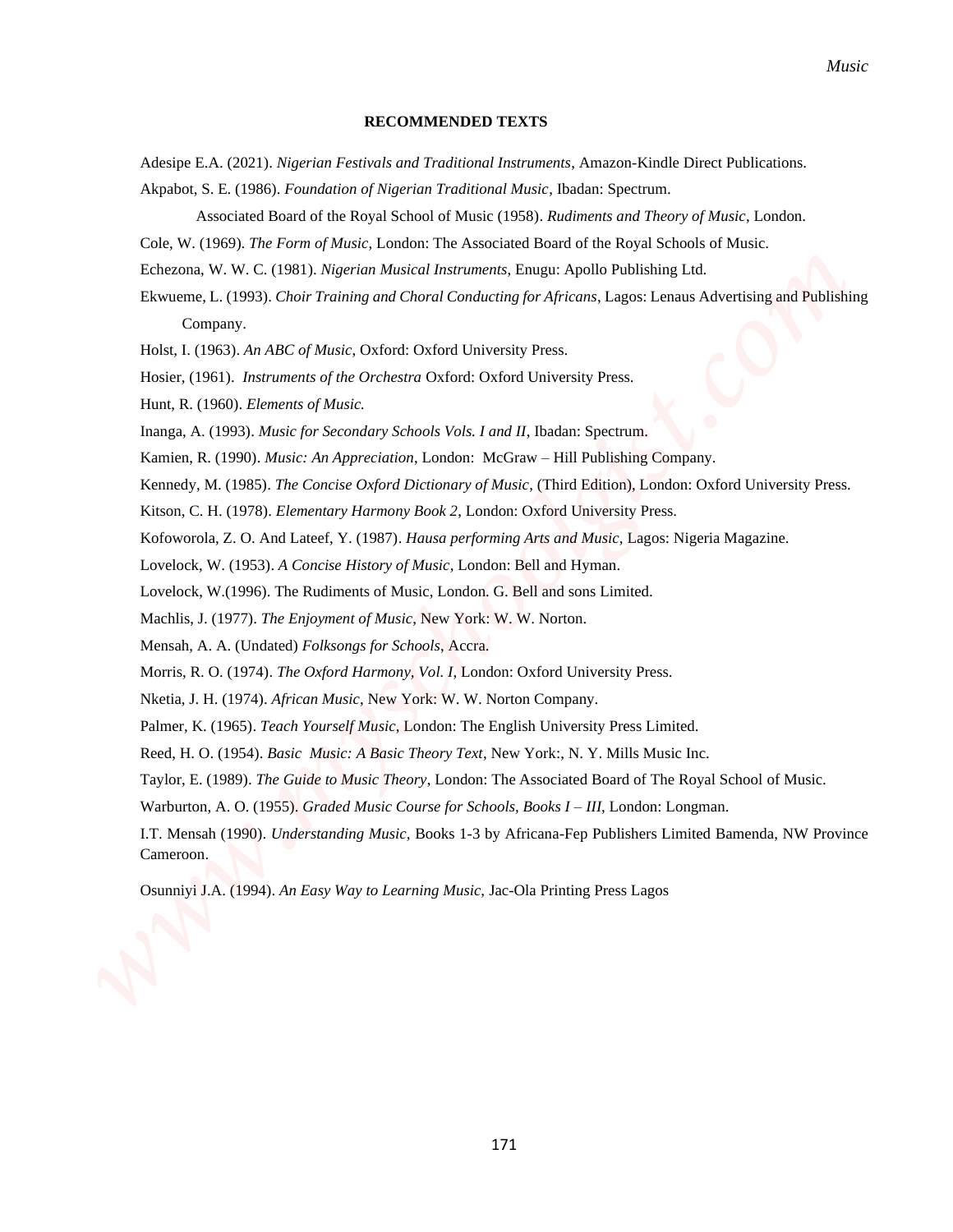**RECOMMENDED TEXTS**

Adesipe E.A. (2021). *Nigerian Festivals and Traditional Instruments*, Amazon-Kindle Direct Publications.

Akpabot, S. E. (1986). *Foundation of Nigerian Traditional Music*, Ibadan: Spectrum.

Associated Board of the Royal School of Music (1958). *Rudiments and Theory of Music*, London.

Cole, W. (1969). *The Form of Music*, London: The Associated Board of the Royal Schools of Music.

Echezona, W. W. C. (1981). *Nigerian Musical Instruments*, Enugu: Apollo Publishing Ltd.

Ekwueme, L. (1993). *Choir Training and Choral Conducting for Africans*, Lagos: Lenaus Advertising and Publishing Company.

Holst, I. (1963). *An ABC of Music*, Oxford: Oxford University Press.

Hosier, (1961). *Instruments of the Orchestra* Oxford: Oxford University Press.

Hunt, R. (1960). *Elements of Music.*

Inanga, A. (1993). *Music for Secondary Schools Vols. I and II*, Ibadan: Spectrum.

Kamien, R. (1990). *Music: An Appreciation*, London: McGraw – Hill Publishing Company.

Kennedy, M. (1985). *The Concise Oxford Dictionary of Music*, (Third Edition), London: Oxford University Press.

Kitson, C. H. (1978). *Elementary Harmony Book 2*, London: Oxford University Press.

Kofoworola, Z. O. And Lateef, Y. (1987). *Hausa performing Arts and Music*, Lagos: Nigeria Magazine.

Lovelock, W. (1953). *A Concise History of Music*, London: Bell and Hyman.

Lovelock, W.(1996). The Rudiments of Music, London. G. Bell and sons Limited.

Machlis, J. (1977). *The Enjoyment of Music*, New York: W. W. Norton.

Mensah, A. A. (Undated) *Folksongs for Schools*, Accra.

Morris, R. O. (1974). *The Oxford Harmony, Vol. I*, London: Oxford University Press.

Nketia, J. H. (1974). *African Music*, New York: W. W. Norton Company.

Palmer, K. (1965). *Teach Yourself Music*, London: The English University Press Limited.

Reed, H. O. (1954). *Basic Music: A Basic Theory Text*, New York:, N. Y. Mills Music Inc.

Taylor, E. (1989). *The Guide to Music Theory*, London: The Associated Board of The Royal School of Music.

Warburton, A. O. (1955). *Graded Music Course for Schools, Books I – III*, London: Longman.

I.T. Mensah (1990). *Understanding Music*, Books 1-3 by Africana-Fep Publishers Limited Bamenda, NW Province Cameroon.

Osunniyi J.A. (1994). *An Easy Way to Learning Music*, Jac-Ola Printing Press Lagos